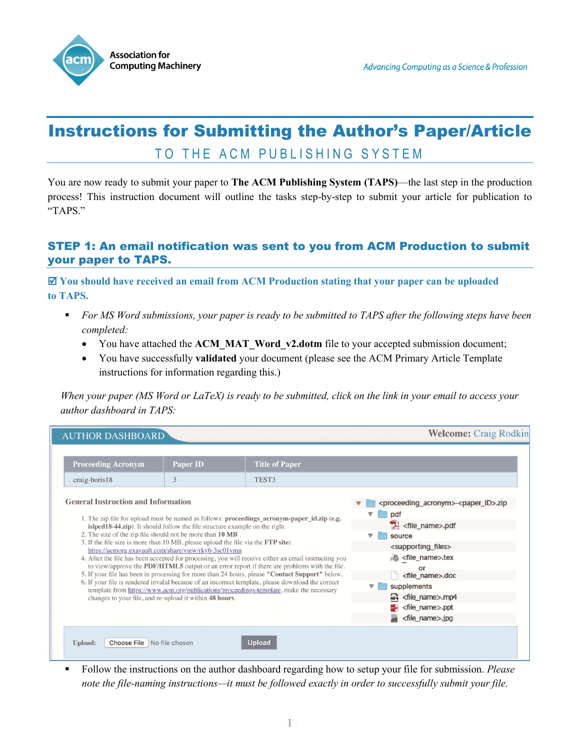Association for Computing Machinery

*Advancing Computing as a Science & Profession*

# Instructions for Submitting the Author's Paper/Article

## TO THE ACM PUBLISHING SYSTEM

You are now ready to submit your paper to **The ACM Publishing System (TAPS)**—the last step in the production process! This instruction document will outline the tasks step-by-step to submit your article for publication to "TAPS."

## STEP 1: An email notification was sent to you from ACM Production to submit your paper to TAPS.

**☑ You should have received an email from ACM Production stating that your paper can be uploaded to TAPS.**

- *For MS Word submissions, your paper is ready to be submitted to TAPS after the following steps have been completed:*
  - You have attached the **ACM_MAT_Word_v2.dotm** file to your accepted submission document;
  - You have successfully **validated** your document (please see the ACM Primary Article Template instructions for information regarding this.)

*When your paper (MS Word or LaTeX) is ready to be submitted, click on the link in your email to access your author dashboard in TAPS:*

AUTHOR DASHBOARD — Welcome: Craig Rodkin

| Proceeding Acronym | Paper ID | Title of Paper |
|---|---|---|
| craig-boris18 | 3 | TEST3 |

**General Instruction and Information**

1. The zip file for upload must be named as follows: **proceedings_acronym-paper_id.zip (e.g. islped18-44.zip)**. It should follow the file structure example on the right.
2. The size of the zip file should not be more than **10 MB** .
3. If the file size is more than 10 MB, please upload the file via the **FTP site:** https://acmorg.exavault.com/share/view/rky6-3sc01vmn
4. After the file has been accepted for processing, you will receive either an email instructing you to view/approve the **PDF/HTML5** output or an error report if there are problems with the file.
5. If your file has been in processing for more than 24 hours, please **"Contact Support"** below.
6. If your file is rendered invalid because of an incorrect template, please download the correct template from https://www.acm.org/publications/proceedings-template, make the necessary changes to your file, and re-upload it within **48 hours**.

```
<proceeding_acronym>-<paper_ID>.zip
    pdf
        <file_name>.pdf
    source
        <supporting_files>
        <file_name>.tex
            or
        <file_name>.doc
    supplements
        <file_name>.mp4
        <file_name>.ppt
        <file_name>.jpg
```

Upload: Choose File | No file chosen | Upload

- Follow the instructions on the author dashboard regarding how to setup your file for submission. *Please note the file-naming instructions—it must be followed exactly in order to successfully submit your file.*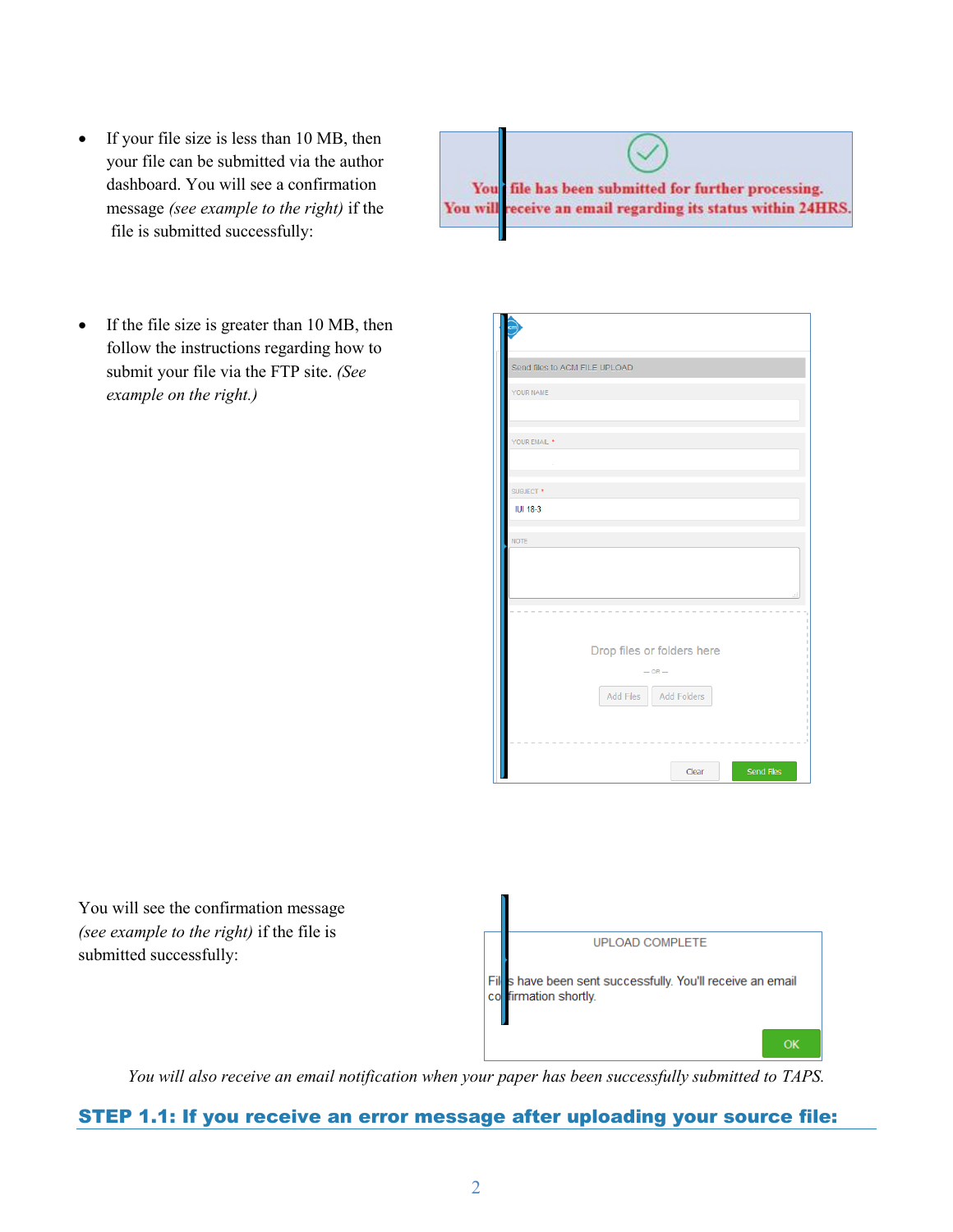- If your file size is less than 10 MB, then your file can be submitted via the author dashboard. You will see a confirmation message *(see example to the right)* if the file is submitted successfully:

- If the file size is greater than 10 MB, then follow the instructions regarding how to submit your file via the FTP site. *(See example on the right.)*

You will see the confirmation message *(see example to the right)* if the file is submitted successfully:

*You will also receive an email notification when your paper has been successfully submitted to TAPS.*

## STEP 1.1: If you receive an error message after uploading your source file: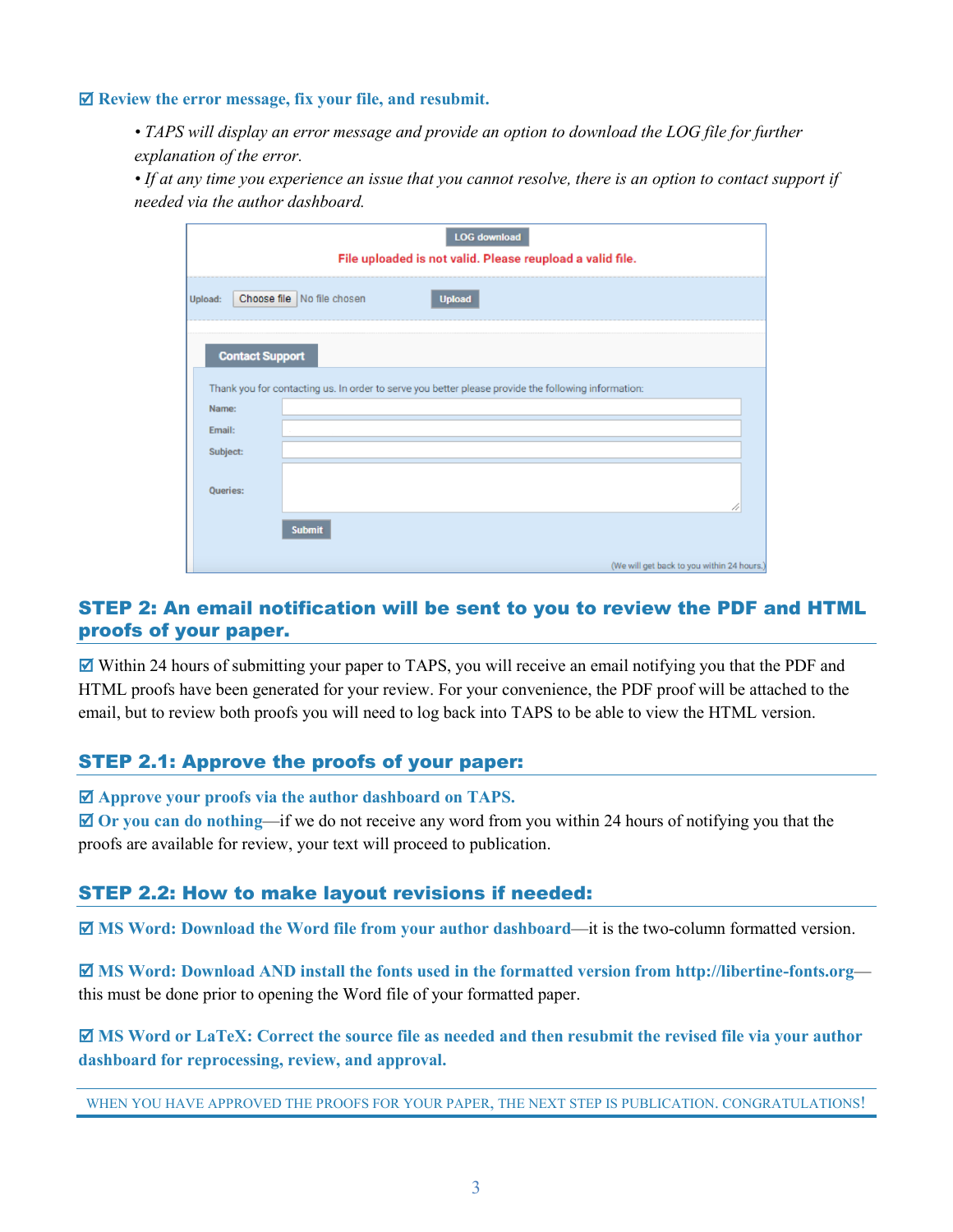☑ **Review the error message, fix your file, and resubmit.**

> • *TAPS will display an error message and provide an option to download the LOG file for further explanation of the error.*
> • *If at any time you experience an issue that you cannot resolve, there is an option to contact support if needed via the author dashboard.*

LOG download

File uploaded is not valid. Please reupload a valid file.

Upload: Choose file No file chosen Upload

Contact Support

Thank you for contacting us. In order to serve you better please provide the following information:

Name:

Email:

Subject:

Queries:

Submit

(We will get back to you within 24 hours.)

## STEP 2: An email notification will be sent to you to review the PDF and HTML proofs of your paper.

☑ Within 24 hours of submitting your paper to TAPS, you will receive an email notifying you that the PDF and HTML proofs have been generated for your review. For your convenience, the PDF proof will be attached to the email, but to review both proofs you will need to log back into TAPS to be able to view the HTML version.

## STEP 2.1: Approve the proofs of your paper:

☑ **Approve your proofs via the author dashboard on TAPS.**
☑ **Or you can do nothing**—if we do not receive any word from you within 24 hours of notifying you that the proofs are available for review, your text will proceed to publication.

## STEP 2.2: How to make layout revisions if needed:

☑ **MS Word: Download the Word file from your author dashboard**—it is the two-column formatted version.

☑ **MS Word: Download AND install the fonts used in the formatted version from http://libertine-fonts.org**—this must be done prior to opening the Word file of your formatted paper.

☑ **MS Word or LaTeX: Correct the source file as needed and then resubmit the revised file via your author dashboard for reprocessing, review, and approval.**

WHEN YOU HAVE APPROVED THE PROOFS FOR YOUR PAPER, THE NEXT STEP IS PUBLICATION. CONGRATULATIONS!